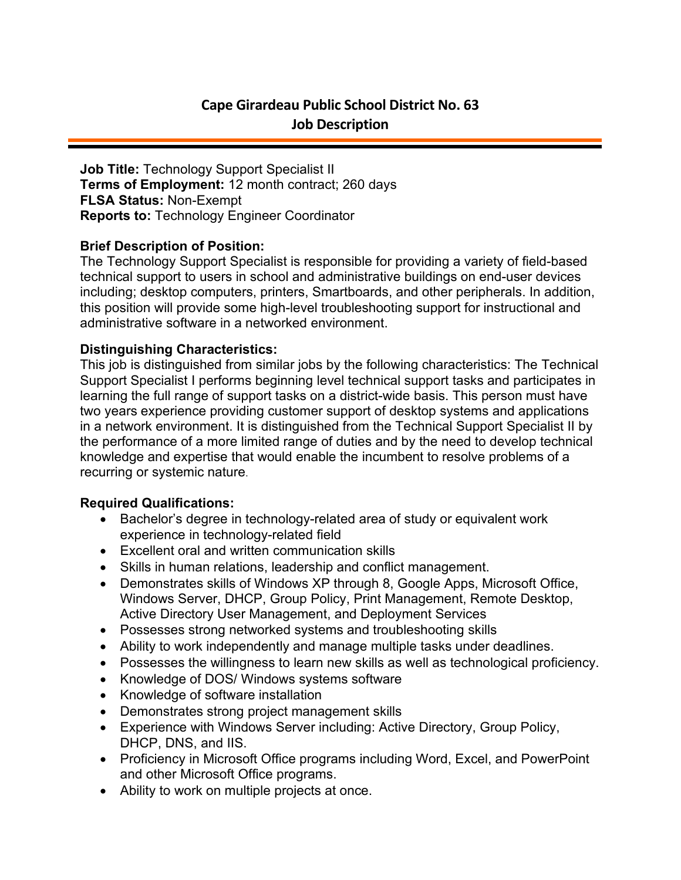# Cape Girardeau Public School District No. 63
## Job Description

**Job Title:** Technology Support Specialist II
**Terms of Employment:** 12 month contract; 260 days
**FLSA Status:** Non-Exempt
**Reports to:** Technology Engineer Coordinator

**Brief Description of Position:**
The Technology Support Specialist is responsible for providing a variety of field-based technical support to users in school and administrative buildings on end-user devices including; desktop computers, printers, Smartboards, and other peripherals. In addition, this position will provide some high-level troubleshooting support for instructional and administrative software in a networked environment.

**Distinguishing Characteristics:**
This job is distinguished from similar jobs by the following characteristics: The Technical Support Specialist I performs beginning level technical support tasks and participates in learning the full range of support tasks on a district-wide basis. This person must have two years experience providing customer support of desktop systems and applications in a network environment. It is distinguished from the Technical Support Specialist II by the performance of a more limited range of duties and by the need to develop technical knowledge and expertise that would enable the incumbent to resolve problems of a recurring or systemic nature.

**Required Qualifications:**

- Bachelor's degree in technology-related area of study or equivalent work experience in technology-related field
- Excellent oral and written communication skills
- Skills in human relations, leadership and conflict management.
- Demonstrates skills of Windows XP through 8, Google Apps, Microsoft Office, Windows Server, DHCP, Group Policy, Print Management, Remote Desktop, Active Directory User Management, and Deployment Services
- Possesses strong networked systems and troubleshooting skills
- Ability to work independently and manage multiple tasks under deadlines.
- Possesses the willingness to learn new skills as well as technological proficiency.
- Knowledge of DOS/ Windows systems software
- Knowledge of software installation
- Demonstrates strong project management skills
- Experience with Windows Server including: Active Directory, Group Policy, DHCP, DNS, and IIS.
- Proficiency in Microsoft Office programs including Word, Excel, and PowerPoint and other Microsoft Office programs.
- Ability to work on multiple projects at once.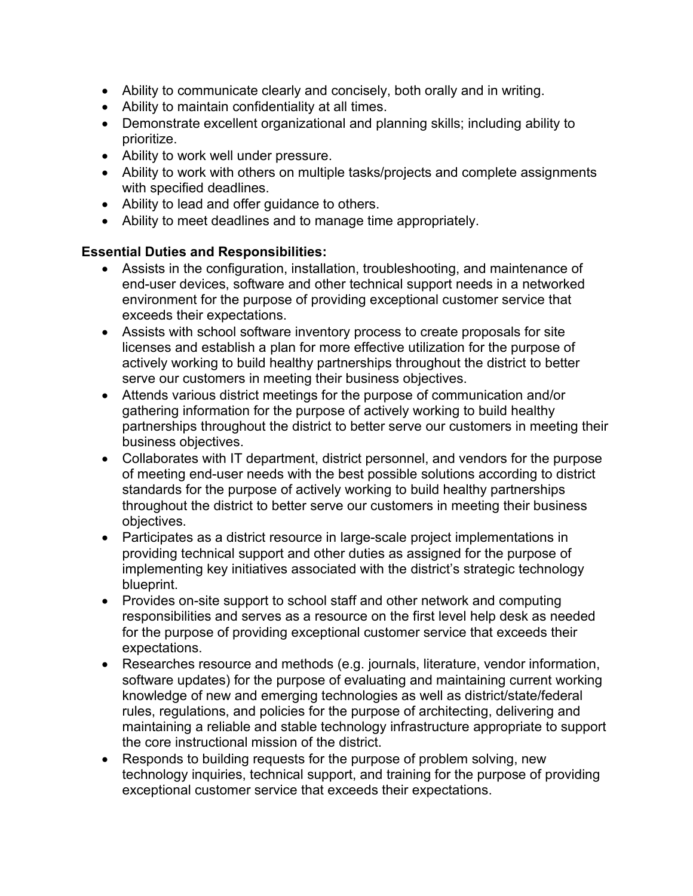- Ability to communicate clearly and concisely, both orally and in writing.
- Ability to maintain confidentiality at all times.
- Demonstrate excellent organizational and planning skills; including ability to prioritize.
- Ability to work well under pressure.
- Ability to work with others on multiple tasks/projects and complete assignments with specified deadlines.
- Ability to lead and offer guidance to others.
- Ability to meet deadlines and to manage time appropriately.

**Essential Duties and Responsibilities:**

- Assists in the configuration, installation, troubleshooting, and maintenance of end-user devices, software and other technical support needs in a networked environment for the purpose of providing exceptional customer service that exceeds their expectations.
- Assists with school software inventory process to create proposals for site licenses and establish a plan for more effective utilization for the purpose of actively working to build healthy partnerships throughout the district to better serve our customers in meeting their business objectives.
- Attends various district meetings for the purpose of communication and/or gathering information for the purpose of actively working to build healthy partnerships throughout the district to better serve our customers in meeting their business objectives.
- Collaborates with IT department, district personnel, and vendors for the purpose of meeting end-user needs with the best possible solutions according to district standards for the purpose of actively working to build healthy partnerships throughout the district to better serve our customers in meeting their business objectives.
- Participates as a district resource in large-scale project implementations in providing technical support and other duties as assigned for the purpose of implementing key initiatives associated with the district's strategic technology blueprint.
- Provides on-site support to school staff and other network and computing responsibilities and serves as a resource on the first level help desk as needed for the purpose of providing exceptional customer service that exceeds their expectations.
- Researches resource and methods (e.g. journals, literature, vendor information, software updates) for the purpose of evaluating and maintaining current working knowledge of new and emerging technologies as well as district/state/federal rules, regulations, and policies for the purpose of architecting, delivering and maintaining a reliable and stable technology infrastructure appropriate to support the core instructional mission of the district.
- Responds to building requests for the purpose of problem solving, new technology inquiries, technical support, and training for the purpose of providing exceptional customer service that exceeds their expectations.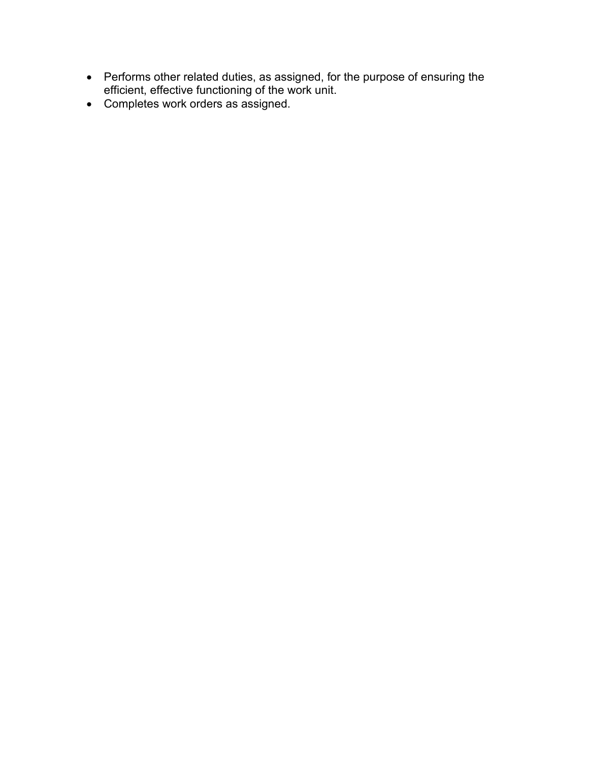- Performs other related duties, as assigned, for the purpose of ensuring the efficient, effective functioning of the work unit.
- Completes work orders as assigned.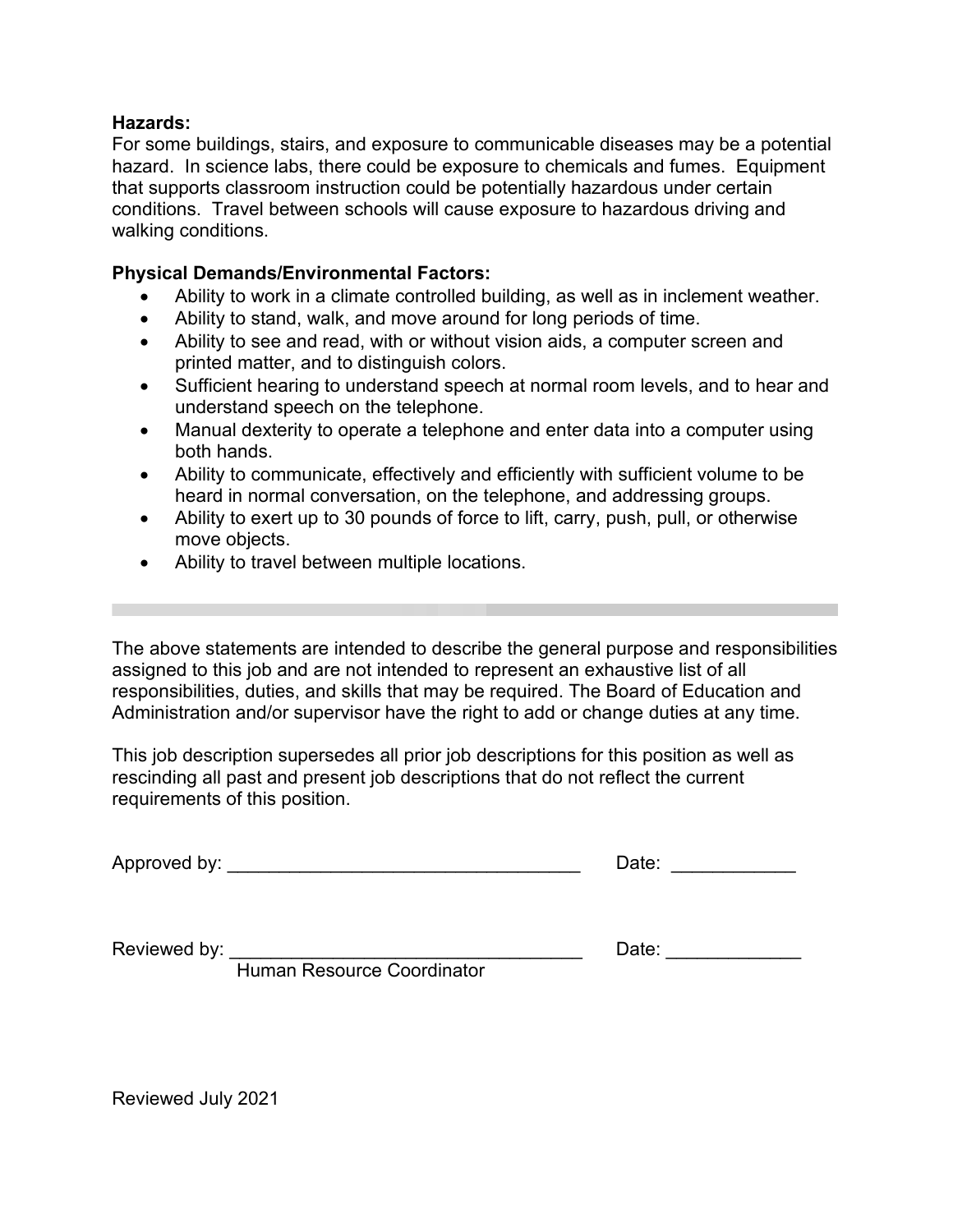**Hazards:**
For some buildings, stairs, and exposure to communicable diseases may be a potential hazard. In science labs, there could be exposure to chemicals and fumes. Equipment that supports classroom instruction could be potentially hazardous under certain conditions. Travel between schools will cause exposure to hazardous driving and walking conditions.

**Physical Demands/Environmental Factors:**

- Ability to work in a climate controlled building, as well as in inclement weather.
- Ability to stand, walk, and move around for long periods of time.
- Ability to see and read, with or without vision aids, a computer screen and printed matter, and to distinguish colors.
- Sufficient hearing to understand speech at normal room levels, and to hear and understand speech on the telephone.
- Manual dexterity to operate a telephone and enter data into a computer using both hands.
- Ability to communicate, effectively and efficiently with sufficient volume to be heard in normal conversation, on the telephone, and addressing groups.
- Ability to exert up to 30 pounds of force to lift, carry, push, pull, or otherwise move objects.
- Ability to travel between multiple locations.

---

The above statements are intended to describe the general purpose and responsibilities assigned to this job and are not intended to represent an exhaustive list of all responsibilities, duties, and skills that may be required. The Board of Education and Administration and/or supervisor have the right to add or change duties at any time.

This job description supersedes all prior job descriptions for this position as well as rescinding all past and present job descriptions that do not reflect the current requirements of this position.

Approved by: ___________________________________ Date: ____________

Reviewed by: ___________________________________ Date: _____________
Human Resource Coordinator

Reviewed July 2021